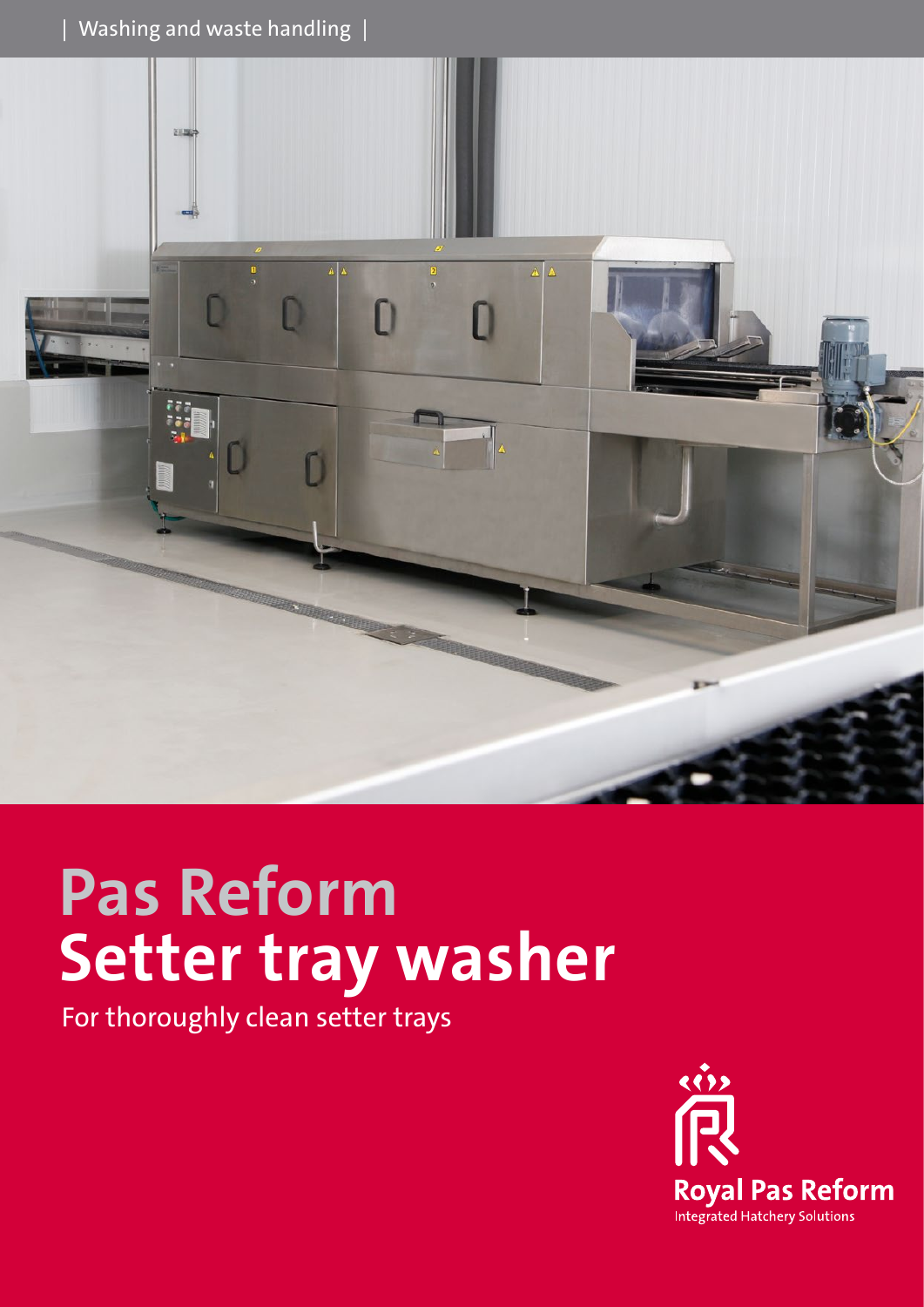| Washing and waste handling |

# Pas Reform Setter tray washer

For thoroughly clean setter trays

Royal Pas Reform

Integrated Hatchery Solutions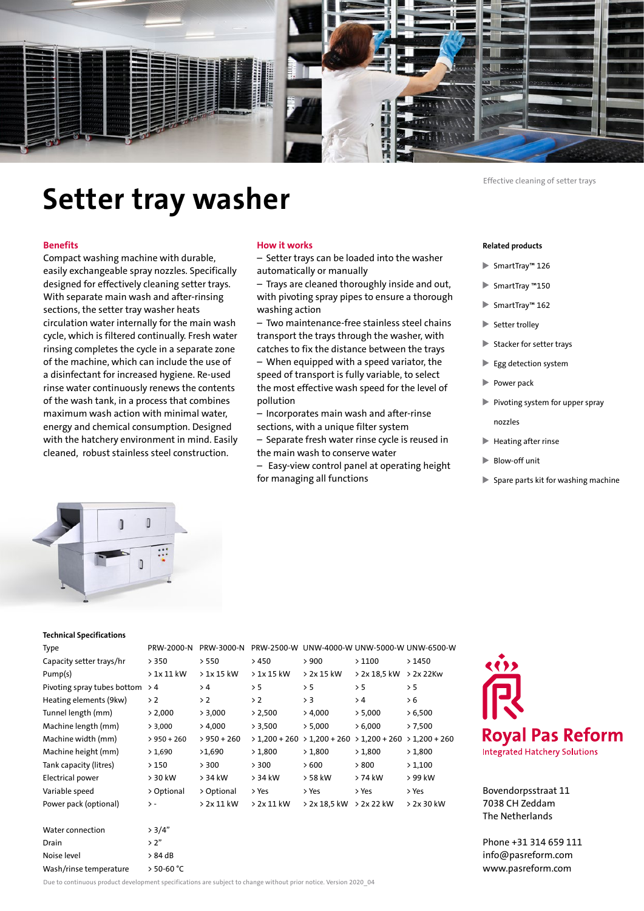Effective cleaning of setter trays

# Setter tray washer

## Benefits

Compact washing machine with durable, easily exchangeable spray nozzles. Specifically designed for effectively cleaning setter trays. With separate main wash and after-rinsing sections, the setter tray washer heats circulation water internally for the main wash cycle, which is filtered continually. Fresh water rinsing completes the cycle in a separate zone of the machine, which can include the use of a disinfectant for increased hygiene. Re-used rinse water continuously renews the contents of the wash tank, in a process that combines maximum wash action with minimal water, energy and chemical consumption. Designed with the hatchery environment in mind. Easily cleaned, robust stainless steel construction.

## How it works

– Setter trays can be loaded into the washer automatically or manually
– Trays are cleaned thoroughly inside and out, with pivoting spray pipes to ensure a thorough washing action
– Two maintenance-free stainless steel chains transport the trays through the washer, with catches to fix the distance between the trays
– When equipped with a speed variator, the speed of transport is fully variable, to select the most effective wash speed for the level of pollution
– Incorporates main wash and after-rinse sections, with a unique filter system
– Separate fresh water rinse cycle is reused in the main wash to conserve water
– Easy-view control panel at operating height for managing all functions

**Related products**

- SmartTray™ 126
- SmartTray ™150
- SmartTray™ 162
- Setter trolley
- Stacker for setter trays
- Egg detection system
- Power pack
- Pivoting system for upper spray nozzles
- Heating after rinse
- Blow-off unit
- Spare parts kit for washing machine

**Technical Specifications**

| Type | PRW-2000-N | PRW-3000-N | PRW-2500-W | UNW-4000-W | UNW-5000-W | UNW-6500-W |
|---|---|---|---|---|---|---|
| Capacity setter trays/hr | > 350 | > 550 | > 450 | > 900 | > 1100 | > 1450 |
| Pump(s) | > 1x 11 kW | > 1x 15 kW | > 1x 15 kW | > 2x 15 kW | > 2x 18,5 kW | > 2x 22Kw |
| Pivoting spray tubes bottom | > 4 | > 4 | > 5 | > 5 | > 5 | > 5 |
| Heating elements (9kw) | > 2 | > 2 | > 2 | > 3 | > 4 | > 6 |
| Tunnel length (mm) | > 2,000 | > 3,000 | > 2,500 | > 4,000 | > 5,000 | > 6,500 |
| Machine length (mm) | > 3,000 | > 4,000 | > 3,500 | > 5,000 | > 6,000 | > 7,500 |
| Machine width (mm) | > 950 + 260 | > 950 + 260 | > 1,200 + 260 | > 1,200 + 260 | > 1,200 + 260 | > 1,200 + 260 |
| Machine height (mm) | > 1,690 | >1,690 | > 1,800 | > 1,800 | > 1,800 | > 1,800 |
| Tank capacity (litres) | > 150 | > 300 | > 300 | > 600 | > 800 | > 1,100 |
| Electrical power | > 30 kW | > 34 kW | > 34 kW | > 58 kW | > 74 kW | > 99 kW |
| Variable speed | > Optional | > Optional | > Yes | > Yes | > Yes | > Yes |
| Power pack (optional) | > - | > 2x 11 kW | > 2x 11 kW | > 2x 18,5 kW | > 2x 22 kW | > 2x 30 kW |

| | |
|---|---|
| Water connection | > 3/4" |
| Drain | > 2" |
| Noise level | > 84 dB |
| Wash/rinse temperature | > 50-60 °C |

Due to continuous product development specifications are subject to change without prior notice. Version 2020_04

**Royal Pas Reform**
Integrated Hatchery Solutions

Bovendorpsstraat 11
7038 CH Zeddam
The Netherlands

Phone +31 314 659 111
info@pasreform.com
www.pasreform.com